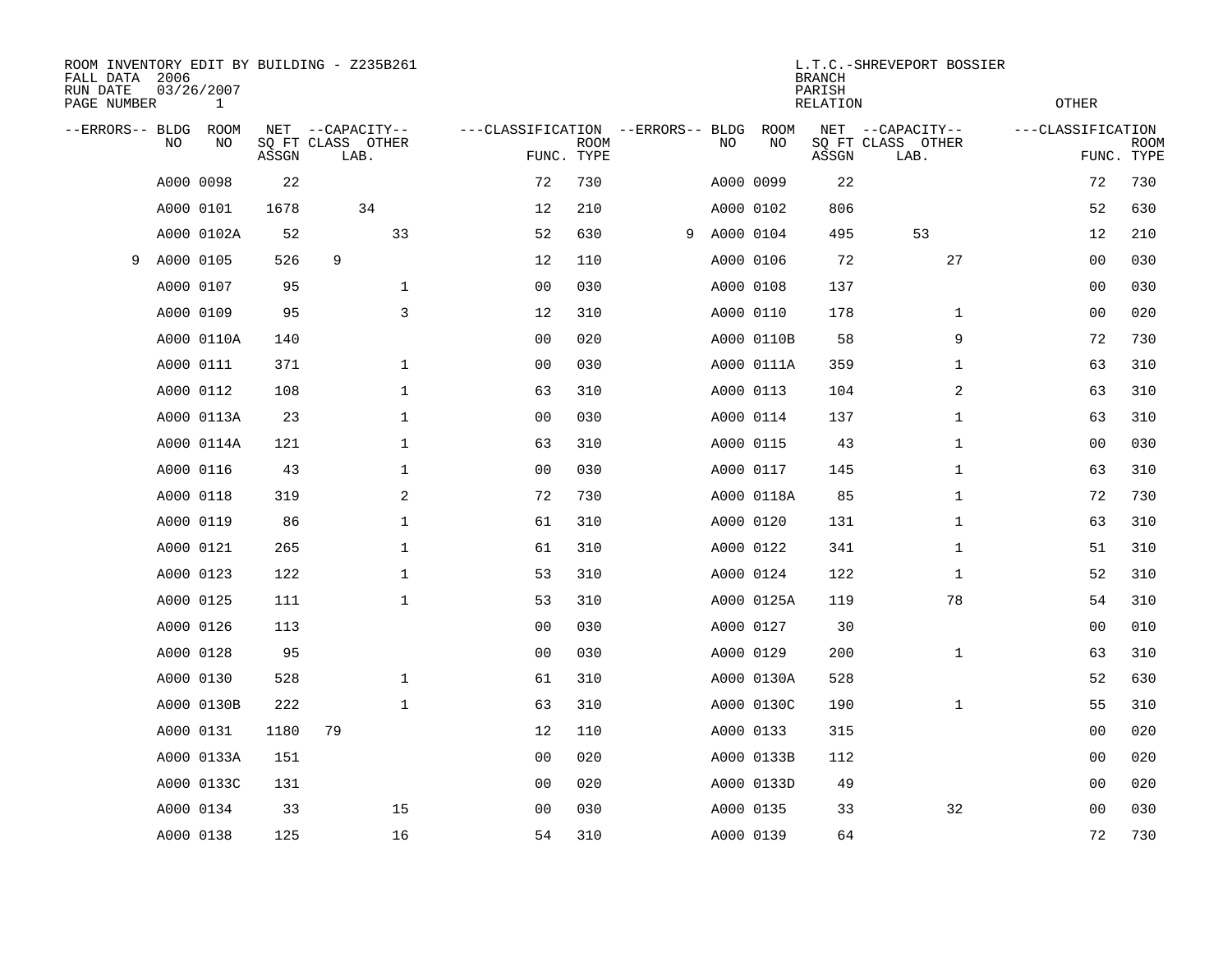ROOM INVENTORY EDIT BY BUILDING - Z235B261
FALL DATA 2006
RUN DATE 03/26/2007
PAGE NUMBER 1

L.T.C.-SHREVEPORT BOSSIER
BRANCH
PARISH
RELATION
OTHER

| --ERRORS-- | BLDG NO | ROOM NO | NET SQ FT ASSGN | CAPACITY CLASS LAB. | CAPACITY OTHER | CLASSIFICATION FUNC. | ROOM TYPE | --ERRORS-- | BLDG NO | ROOM NO | NET SQ FT ASSGN | CAPACITY CLASS LAB. | CAPACITY OTHER | CLASSIFICATION FUNC. | ROOM TYPE |
|---|---|---|---|---|---|---|---|---|---|---|---|---|---|---|---|
| | A000 | 0098 | 22 | | | 72 | 730 | | A000 | 0099 | 22 | | | 72 | 730 |
| | A000 | 0101 | 1678 | 34 | | 12 | 210 | | A000 | 0102 | 806 | | | 52 | 630 |
| | A000 | 0102A | 52 | | 33 | 52 | 630 | 9 | A000 | 0104 | 495 | 53 | | 12 | 210 |
| 9 | A000 | 0105 | 526 | 9 | | 12 | 110 | | A000 | 0106 | 72 | | 27 | 00 | 030 |
| | A000 | 0107 | 95 | | 1 | 00 | 030 | | A000 | 0108 | 137 | | | 00 | 030 |
| | A000 | 0109 | 95 | | 3 | 12 | 310 | | A000 | 0110 | 178 | | 1 | 00 | 020 |
| | A000 | 0110A | 140 | | | 00 | 020 | | A000 | 0110B | 58 | | 9 | 72 | 730 |
| | A000 | 0111 | 371 | | 1 | 00 | 030 | | A000 | 0111A | 359 | | 1 | 63 | 310 |
| | A000 | 0112 | 108 | | 1 | 63 | 310 | | A000 | 0113 | 104 | | 2 | 63 | 310 |
| | A000 | 0113A | 23 | | 1 | 00 | 030 | | A000 | 0114 | 137 | | 1 | 63 | 310 |
| | A000 | 0114A | 121 | | 1 | 63 | 310 | | A000 | 0115 | 43 | | 1 | 00 | 030 |
| | A000 | 0116 | 43 | | 1 | 00 | 030 | | A000 | 0117 | 145 | | 1 | 63 | 310 |
| | A000 | 0118 | 319 | | 2 | 72 | 730 | | A000 | 0118A | 85 | | 1 | 72 | 730 |
| | A000 | 0119 | 86 | | 1 | 61 | 310 | | A000 | 0120 | 131 | | 1 | 63 | 310 |
| | A000 | 0121 | 265 | | 1 | 61 | 310 | | A000 | 0122 | 341 | | 1 | 51 | 310 |
| | A000 | 0123 | 122 | | 1 | 53 | 310 | | A000 | 0124 | 122 | | 1 | 52 | 310 |
| | A000 | 0125 | 111 | | 1 | 53 | 310 | | A000 | 0125A | 119 | | 78 | 54 | 310 |
| | A000 | 0126 | 113 | | | 00 | 030 | | A000 | 0127 | 30 | | | 00 | 010 |
| | A000 | 0128 | 95 | | | 00 | 030 | | A000 | 0129 | 200 | | 1 | 63 | 310 |
| | A000 | 0130 | 528 | | 1 | 61 | 310 | | A000 | 0130A | 528 | | | 52 | 630 |
| | A000 | 0130B | 222 | | 1 | 63 | 310 | | A000 | 0130C | 190 | | 1 | 55 | 310 |
| | A000 | 0131 | 1180 | 79 | | 12 | 110 | | A000 | 0133 | 315 | | | 00 | 020 |
| | A000 | 0133A | 151 | | | 00 | 020 | | A000 | 0133B | 112 | | | 00 | 020 |
| | A000 | 0133C | 131 | | | 00 | 020 | | A000 | 0133D | 49 | | | 00 | 020 |
| | A000 | 0134 | 33 | | 15 | 00 | 030 | | A000 | 0135 | 33 | | 32 | 00 | 030 |
| | A000 | 0138 | 125 | | 16 | 54 | 310 | | A000 | 0139 | 64 | | | 72 | 730 |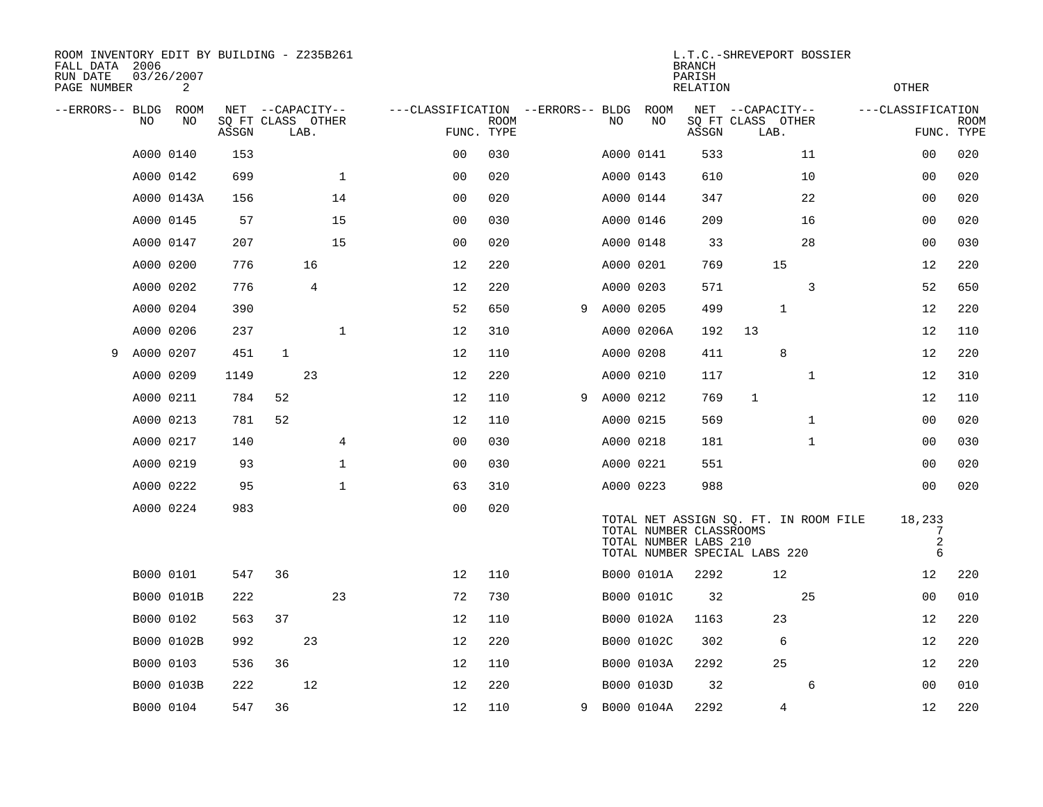ROOM INVENTORY EDIT BY BUILDING - Z235B261
FALL DATA 2006
RUN DATE 03/26/2007
PAGE NUMBER 2

L.T.C.-SHREVEPORT BOSSIER
BRANCH
PARISH
RELATION
OTHER

| --ERRORS-- | BLDG NO | ROOM NO | NET SQ FT ASSGN | CAPACITY CLASS | CAPACITY LAB. | CAPACITY OTHER | CLASSIFICATION FUNC. | ROOM TYPE | --ERRORS-- | BLDG NO | ROOM NO | NET SQ FT ASSGN | CAPACITY CLASS | CAPACITY LAB. | CAPACITY OTHER | CLASSIFICATION FUNC. | ROOM TYPE |
|---|---|---|---|---|---|---|---|---|---|---|---|---|---|---|---|---|---|
| | A000 | 0140 | 153 | | | | 00 | 030 | | A000 | 0141 | 533 | | | 11 | 00 | 020 |
| | A000 | 0142 | 699 | | | 1 | 00 | 020 | | A000 | 0143 | 610 | | | 10 | 00 | 020 |
| | A000 | 0143A | 156 | | | 14 | 00 | 020 | | A000 | 0144 | 347 | | | 22 | 00 | 020 |
| | A000 | 0145 | 57 | | | 15 | 00 | 030 | | A000 | 0146 | 209 | | | 16 | 00 | 020 |
| | A000 | 0147 | 207 | | | 15 | 00 | 020 | | A000 | 0148 | 33 | | | 28 | 00 | 030 |
| | A000 | 0200 | 776 | | 16 | | 12 | 220 | | A000 | 0201 | 769 | | 15 | | 12 | 220 |
| | A000 | 0202 | 776 | | 4 | | 12 | 220 | | A000 | 0203 | 571 | | | 3 | 52 | 650 |
| | A000 | 0204 | 390 | | | | 52 | 650 | 9 | A000 | 0205 | 499 | | 1 | | 12 | 220 |
| | A000 | 0206 | 237 | | | 1 | 12 | 310 | | A000 | 0206A | 192 | 13 | | | 12 | 110 |
| 9 | A000 | 0207 | 451 | 1 | | | 12 | 110 | | A000 | 0208 | 411 | | 8 | | 12 | 220 |
| | A000 | 0209 | 1149 | | 23 | | 12 | 220 | | A000 | 0210 | 117 | | | 1 | 12 | 310 |
| | A000 | 0211 | 784 | 52 | | | 12 | 110 | 9 | A000 | 0212 | 769 | 1 | | | 12 | 110 |
| | A000 | 0213 | 781 | 52 | | | 12 | 110 | | A000 | 0215 | 569 | | | 1 | 00 | 020 |
| | A000 | 0217 | 140 | | | 4 | 00 | 030 | | A000 | 0218 | 181 | | | 1 | 00 | 030 |
| | A000 | 0219 | 93 | | | 1 | 00 | 030 | | A000 | 0221 | 551 | | | | 00 | 020 |
| | A000 | 0222 | 95 | | | 1 | 63 | 310 | | A000 | 0223 | 988 | | | | 00 | 020 |
| | A000 | 0224 | 983 | | | | 00 | 020 | | | | | | | | | |

TOTAL NET ASSIGN SQ. FT. IN ROOM FILE 18,233
TOTAL NUMBER CLASSROOMS 7
TOTAL NUMBER LABS 210 2
TOTAL NUMBER SPECIAL LABS 220 6

| --ERRORS-- | BLDG NO | ROOM NO | NET SQ FT ASSGN | CAPACITY CLASS | CAPACITY LAB. | CAPACITY OTHER | CLASSIFICATION FUNC. | ROOM TYPE | --ERRORS-- | BLDG NO | ROOM NO | NET SQ FT ASSGN | CAPACITY CLASS | CAPACITY LAB. | CAPACITY OTHER | CLASSIFICATION FUNC. | ROOM TYPE |
|---|---|---|---|---|---|---|---|---|---|---|---|---|---|---|---|---|---|
| | B000 | 0101 | 547 | 36 | | | 12 | 110 | | B000 | 0101A | 2292 | | 12 | | 12 | 220 |
| | B000 | 0101B | 222 | | | 23 | 72 | 730 | | B000 | 0101C | 32 | | | 25 | 00 | 010 |
| | B000 | 0102 | 563 | 37 | | | 12 | 110 | | B000 | 0102A | 1163 | | 23 | | 12 | 220 |
| | B000 | 0102B | 992 | | 23 | | 12 | 220 | | B000 | 0102C | 302 | | 6 | | 12 | 220 |
| | B000 | 0103 | 536 | 36 | | | 12 | 110 | | B000 | 0103A | 2292 | | 25 | | 12 | 220 |
| | B000 | 0103B | 222 | | 12 | | 12 | 220 | | B000 | 0103D | 32 | | | 6 | 00 | 010 |
| | B000 | 0104 | 547 | 36 | | | 12 | 110 | 9 | B000 | 0104A | 2292 | | 4 | | 12 | 220 |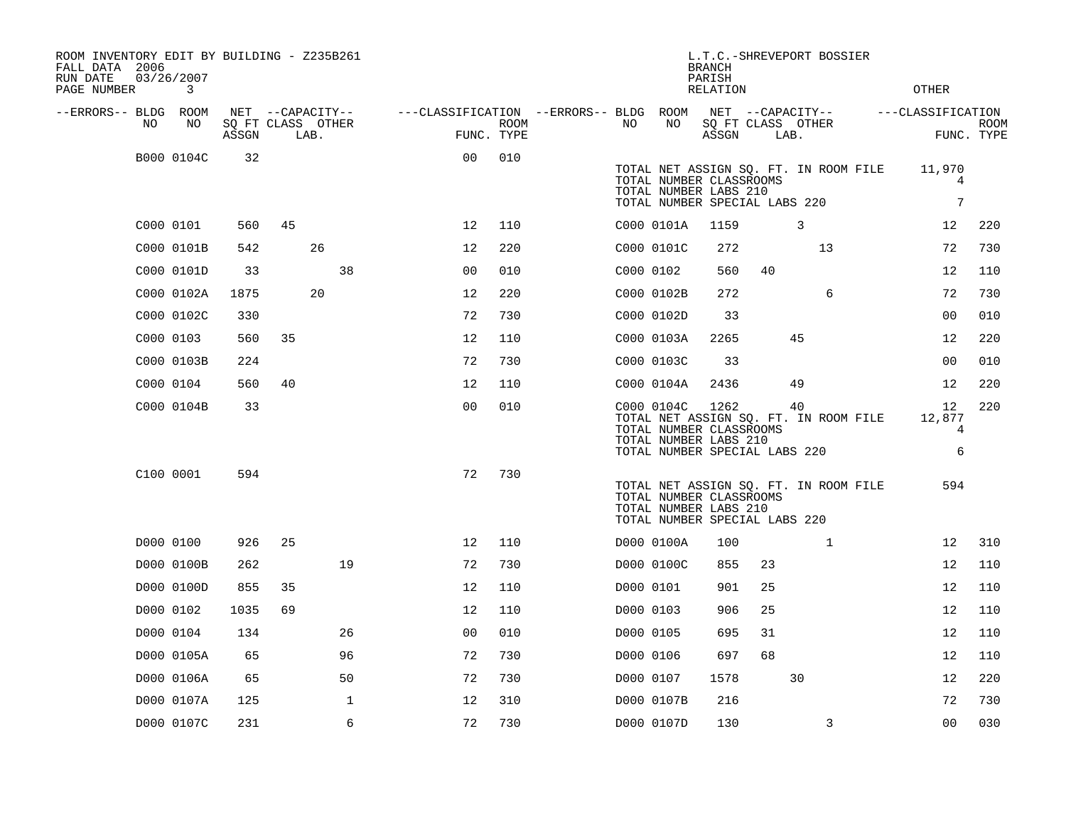ROOM INVENTORY EDIT BY BUILDING - Z235B261
FALL DATA 2006
RUN DATE 03/26/2007

L.T.C.-SHREVEPORT BOSSIER
BRANCH
PARISH
RELATION
OTHER

| --ERRORS-- | BLDG NO | ROOM NO | NET SQ FT ASSGN | CAPACITY CLASS | CAPACITY LAB. | CAPACITY OTHER | CLASSIFICATION FUNC. | ROOM TYPE | --ERRORS-- | BLDG NO | ROOM NO | NET SQ FT ASSGN | CAPACITY CLASS | CAPACITY LAB. | CAPACITY OTHER | CLASSIFICATION FUNC. | ROOM TYPE |
|---|---|---|---|---|---|---|---|---|---|---|---|---|---|---|---|---|---|
| | B000 | 0104C | 32 | | | | 00 | 010 | | | | | | | | | |
| | | | | | | | | | | TOTAL NET ASSIGN SQ. FT. IN ROOM FILE | | | | | | 11,970 | |
| | | | | | | | | | | TOTAL NUMBER CLASSROOMS | | | | | | 4 | |
| | | | | | | | | | | TOTAL NUMBER LABS 210 | | | | | | | |
| | | | | | | | | | | TOTAL NUMBER SPECIAL LABS 220 | | | | | | 7 | |
| | C000 | 0101 | 560 | 45 | | | 12 | 110 | | C000 | 0101A | 1159 | | 3 | | 12 | 220 |
| | C000 | 0101B | 542 | | 26 | | 12 | 220 | | C000 | 0101C | 272 | | | 13 | 72 | 730 |
| | C000 | 0101D | 33 | | | 38 | 00 | 010 | | C000 | 0102 | 560 | 40 | | | 12 | 110 |
| | C000 | 0102A | 1875 | | 20 | | 12 | 220 | | C000 | 0102B | 272 | | | 6 | 72 | 730 |
| | C000 | 0102C | 330 | | | | 72 | 730 | | C000 | 0102D | 33 | | | | 00 | 010 |
| | C000 | 0103 | 560 | 35 | | | 12 | 110 | | C000 | 0103A | 2265 | | 45 | | 12 | 220 |
| | C000 | 0103B | 224 | | | | 72 | 730 | | C000 | 0103C | 33 | | | | 00 | 010 |
| | C000 | 0104 | 560 | 40 | | | 12 | 110 | | C000 | 0104A | 2436 | | 49 | | 12 | 220 |
| | C000 | 0104B | 33 | | | | 00 | 010 | | C000 | 0104C | 1262 | | 40 | | 12 | 220 |
| | | | | | | | | | | TOTAL NET ASSIGN SQ. FT. IN ROOM FILE | | | | | | 12,877 | |
| | | | | | | | | | | TOTAL NUMBER CLASSROOMS | | | | | | 4 | |
| | | | | | | | | | | TOTAL NUMBER LABS 210 | | | | | | | |
| | | | | | | | | | | TOTAL NUMBER SPECIAL LABS 220 | | | | | | 6 | |
| | C100 | 0001 | 594 | | | | 72 | 730 | | | | | | | | | |
| | | | | | | | | | | TOTAL NET ASSIGN SQ. FT. IN ROOM FILE | | | | | | 594 | |
| | | | | | | | | | | TOTAL NUMBER CLASSROOMS | | | | | | | |
| | | | | | | | | | | TOTAL NUMBER LABS 210 | | | | | | | |
| | | | | | | | | | | TOTAL NUMBER SPECIAL LABS 220 | | | | | | | |
| | D000 | 0100 | 926 | 25 | | | 12 | 110 | | D000 | 0100A | 100 | | | 1 | 12 | 310 |
| | D000 | 0100B | 262 | | | 19 | 72 | 730 | | D000 | 0100C | 855 | 23 | | | 12 | 110 |
| | D000 | 0100D | 855 | 35 | | | 12 | 110 | | D000 | 0101 | 901 | 25 | | | 12 | 110 |
| | D000 | 0102 | 1035 | 69 | | | 12 | 110 | | D000 | 0103 | 906 | 25 | | | 12 | 110 |
| | D000 | 0104 | 134 | | | 26 | 00 | 010 | | D000 | 0105 | 695 | 31 | | | 12 | 110 |
| | D000 | 0105A | 65 | | | 96 | 72 | 730 | | D000 | 0106 | 697 | 68 | | | 12 | 110 |
| | D000 | 0106A | 65 | | | 50 | 72 | 730 | | D000 | 0107 | 1578 | | 30 | | 12 | 220 |
| | D000 | 0107A | 125 | | | 1 | 12 | 310 | | D000 | 0107B | 216 | | | | 72 | 730 |
| | D000 | 0107C | 231 | | | 6 | 72 | 730 | | D000 | 0107D | 130 | | | 3 | 00 | 030 |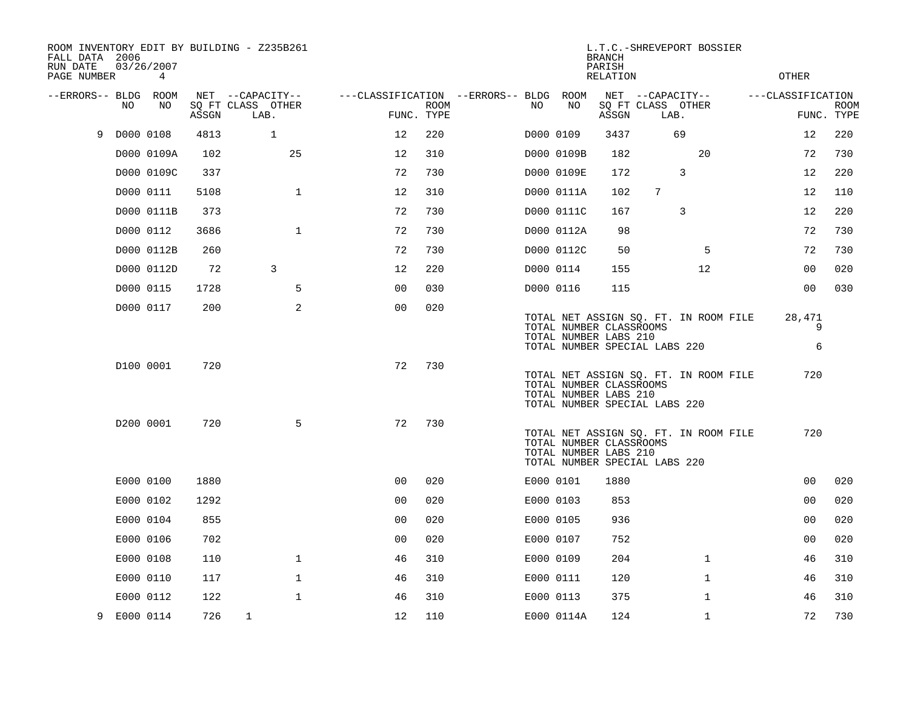ROOM INVENTORY EDIT BY BUILDING - Z235B261
FALL DATA 2006
RUN DATE 03/26/2007

L.T.C.-SHREVEPORT BOSSIER
BRANCH
PARISH
RELATION
OTHER

| --ERRORS-- | BLDG NO | ROOM NO | NET SQ FT ASSGN | CAPACITY CLASS | CAPACITY LAB. | CAPACITY OTHER | CLASSIFICATION FUNC. | ROOM TYPE | --ERRORS-- | BLDG NO | ROOM NO | NET SQ FT ASSGN | CAPACITY CLASS | CAPACITY LAB. | CAPACITY OTHER | CLASSIFICATION FUNC. | ROOM TYPE |
|---|---|---|---|---|---|---|---|---|---|---|---|---|---|---|---|---|---|
| 9 | D000 | 0108 | 4813 | | 1 | | 12 | 220 | | D000 | 0109 | 3437 | | 69 | | 12 | 220 |
| | D000 | 0109A | 102 | | | 25 | 12 | 310 | | D000 | 0109B | 182 | | | 20 | 72 | 730 |
| | D000 | 0109C | 337 | | | | 72 | 730 | | D000 | 0109E | 172 | | 3 | | 12 | 220 |
| | D000 | 0111 | 5108 | | | 1 | 12 | 310 | | D000 | 0111A | 102 | 7 | | | 12 | 110 |
| | D000 | 0111B | 373 | | | | 72 | 730 | | D000 | 0111C | 167 | | 3 | | 12 | 220 |
| | D000 | 0112 | 3686 | | | 1 | 72 | 730 | | D000 | 0112A | 98 | | | | 72 | 730 |
| | D000 | 0112B | 260 | | | | 72 | 730 | | D000 | 0112C | 50 | | | 5 | 72 | 730 |
| | D000 | 0112D | 72 | | 3 | | 12 | 220 | | D000 | 0114 | 155 | | | 12 | 00 | 020 |
| | D000 | 0115 | 1728 | | | 5 | 00 | 030 | | D000 | 0116 | 115 | | | | 00 | 030 |
| | D000 | 0117 | 200 | | | 2 | 00 | 020 | | | | | | | | | |

TOTAL NET ASSIGN SQ. FT. IN ROOM FILE 28,471
TOTAL NUMBER CLASSROOMS 9
TOTAL NUMBER LABS 210
TOTAL NUMBER SPECIAL LABS 220 6

| --ERRORS-- | BLDG NO | ROOM NO | NET SQ FT ASSGN | CAPACITY CLASS | CAPACITY LAB. | CAPACITY OTHER | CLASSIFICATION FUNC. | ROOM TYPE |
|---|---|---|---|---|---|---|---|---|
| | D100 | 0001 | 720 | | | | 72 | 730 |

TOTAL NET ASSIGN SQ. FT. IN ROOM FILE 720
TOTAL NUMBER CLASSROOMS
TOTAL NUMBER LABS 210
TOTAL NUMBER SPECIAL LABS 220

| --ERRORS-- | BLDG NO | ROOM NO | NET SQ FT ASSGN | CAPACITY CLASS | CAPACITY LAB. | CAPACITY OTHER | CLASSIFICATION FUNC. | ROOM TYPE |
|---|---|---|---|---|---|---|---|---|
| | D200 | 0001 | 720 | | | 5 | 72 | 730 |

TOTAL NET ASSIGN SQ. FT. IN ROOM FILE 720
TOTAL NUMBER CLASSROOMS
TOTAL NUMBER LABS 210
TOTAL NUMBER SPECIAL LABS 220

| --ERRORS-- | BLDG NO | ROOM NO | NET SQ FT ASSGN | CAPACITY CLASS | CAPACITY LAB. | CAPACITY OTHER | CLASSIFICATION FUNC. | ROOM TYPE | --ERRORS-- | BLDG NO | ROOM NO | NET SQ FT ASSGN | CAPACITY CLASS | CAPACITY LAB. | CAPACITY OTHER | CLASSIFICATION FUNC. | ROOM TYPE |
|---|---|---|---|---|---|---|---|---|---|---|---|---|---|---|---|---|---|
| | E000 | 0100 | 1880 | | | | 00 | 020 | | E000 | 0101 | 1880 | | | | 00 | 020 |
| | E000 | 0102 | 1292 | | | | 00 | 020 | | E000 | 0103 | 853 | | | | 00 | 020 |
| | E000 | 0104 | 855 | | | | 00 | 020 | | E000 | 0105 | 936 | | | | 00 | 020 |
| | E000 | 0106 | 702 | | | | 00 | 020 | | E000 | 0107 | 752 | | | | 00 | 020 |
| | E000 | 0108 | 110 | | | 1 | 46 | 310 | | E000 | 0109 | 204 | | | 1 | 46 | 310 |
| | E000 | 0110 | 117 | | | 1 | 46 | 310 | | E000 | 0111 | 120 | | | 1 | 46 | 310 |
| | E000 | 0112 | 122 | | | 1 | 46 | 310 | | E000 | 0113 | 375 | | | 1 | 46 | 310 |
| 9 | E000 | 0114 | 726 | 1 | | | 12 | 110 | | E000 | 0114A | 124 | | | 1 | 72 | 730 |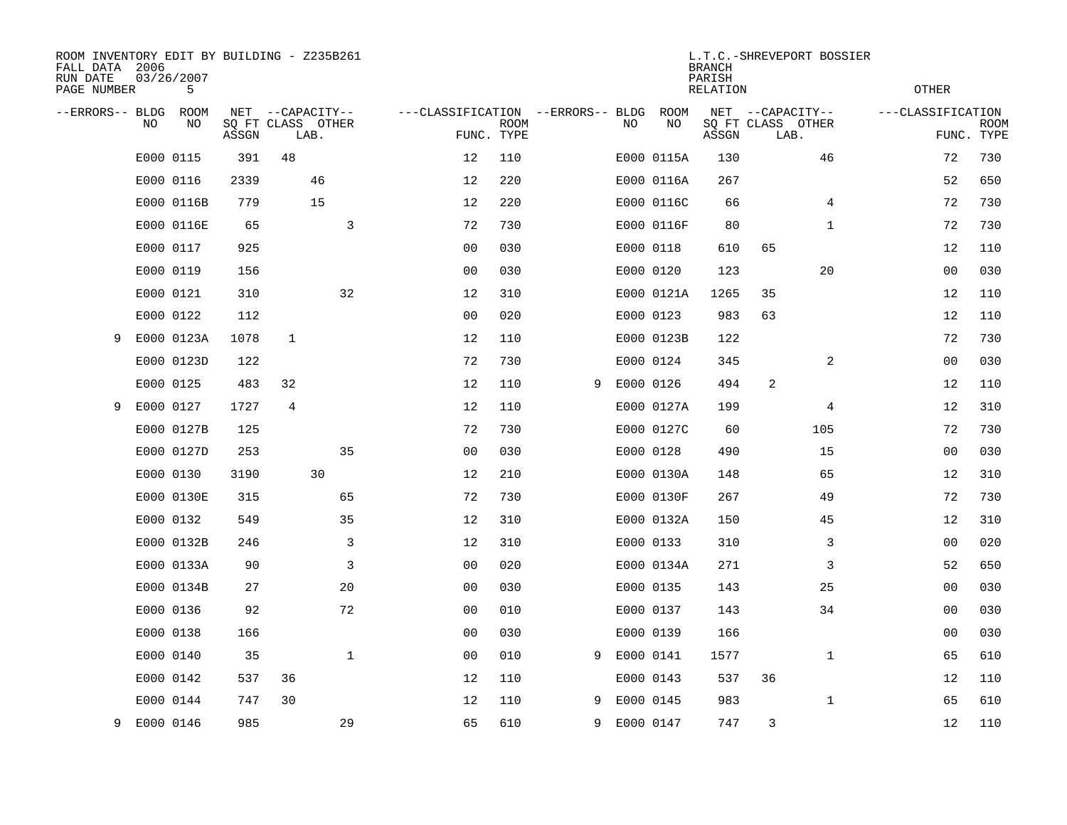ROOM INVENTORY EDIT BY BUILDING - Z235B261
FALL DATA 2006
RUN DATE 03/26/2007
PAGE NUMBER 5

L.T.C.-SHREVEPORT BOSSIER
BRANCH
PARISH
RELATION
OTHER

| --ERRORS-- | BLDG NO | ROOM NO | NET SQ FT ASSGN | --CAPACITY-- CLASS | LAB. | OTHER | ---CLASSIFICATION FUNC. | ROOM TYPE | --ERRORS-- | BLDG NO | ROOM NO | NET SQ FT ASSGN | --CAPACITY-- CLASS | LAB. | OTHER | ---CLASSIFICATION FUNC. | ROOM TYPE |
|---|---|---|---|---|---|---|---|---|---|---|---|---|---|---|---|---|---|
| | E000 | 0115 | 391 | 48 | | | 12 | 110 | | E000 | 0115A | 130 | | | 46 | 72 | 730 |
| | E000 | 0116 | 2339 | | 46 | | 12 | 220 | | E000 | 0116A | 267 | | | | 52 | 650 |
| | E000 | 0116B | 779 | | 15 | | 12 | 220 | | E000 | 0116C | 66 | | | 4 | 72 | 730 |
| | E000 | 0116E | 65 | | | 3 | 72 | 730 | | E000 | 0116F | 80 | | | 1 | 72 | 730 |
| | E000 | 0117 | 925 | | | | 00 | 030 | | E000 | 0118 | 610 | 65 | | | 12 | 110 |
| | E000 | 0119 | 156 | | | | 00 | 030 | | E000 | 0120 | 123 | | | 20 | 00 | 030 |
| | E000 | 0121 | 310 | | | 32 | 12 | 310 | | E000 | 0121A | 1265 | 35 | | | 12 | 110 |
| | E000 | 0122 | 112 | | | | 00 | 020 | | E000 | 0123 | 983 | 63 | | | 12 | 110 |
| 9 | E000 | 0123A | 1078 | 1 | | | 12 | 110 | | E000 | 0123B | 122 | | | | 72 | 730 |
| | E000 | 0123D | 122 | | | | 72 | 730 | | E000 | 0124 | 345 | | | 2 | 00 | 030 |
| | E000 | 0125 | 483 | 32 | | | 12 | 110 | 9 | E000 | 0126 | 494 | 2 | | | 12 | 110 |
| 9 | E000 | 0127 | 1727 | 4 | | | 12 | 110 | | E000 | 0127A | 199 | | | 4 | 12 | 310 |
| | E000 | 0127B | 125 | | | | 72 | 730 | | E000 | 0127C | 60 | | | 105 | 72 | 730 |
| | E000 | 0127D | 253 | | | 35 | 00 | 030 | | E000 | 0128 | 490 | | | 15 | 00 | 030 |
| | E000 | 0130 | 3190 | | 30 | | 12 | 210 | | E000 | 0130A | 148 | | | 65 | 12 | 310 |
| | E000 | 0130E | 315 | | | 65 | 72 | 730 | | E000 | 0130F | 267 | | | 49 | 72 | 730 |
| | E000 | 0132 | 549 | | | 35 | 12 | 310 | | E000 | 0132A | 150 | | | 45 | 12 | 310 |
| | E000 | 0132B | 246 | | | 3 | 12 | 310 | | E000 | 0133 | 310 | | | 3 | 00 | 020 |
| | E000 | 0133A | 90 | | | 3 | 00 | 020 | | E000 | 0134A | 271 | | | 3 | 52 | 650 |
| | E000 | 0134B | 27 | | | 20 | 00 | 030 | | E000 | 0135 | 143 | | | 25 | 00 | 030 |
| | E000 | 0136 | 92 | | | 72 | 00 | 010 | | E000 | 0137 | 143 | | | 34 | 00 | 030 |
| | E000 | 0138 | 166 | | | | 00 | 030 | | E000 | 0139 | 166 | | | | 00 | 030 |
| | E000 | 0140 | 35 | | | 1 | 00 | 010 | 9 | E000 | 0141 | 1577 | | | 1 | 65 | 610 |
| | E000 | 0142 | 537 | 36 | | | 12 | 110 | | E000 | 0143 | 537 | 36 | | | 12 | 110 |
| | E000 | 0144 | 747 | 30 | | | 12 | 110 | 9 | E000 | 0145 | 983 | | | 1 | 65 | 610 |
| 9 | E000 | 0146 | 985 | | | 29 | 65 | 610 | 9 | E000 | 0147 | 747 | 3 | | | 12 | 110 |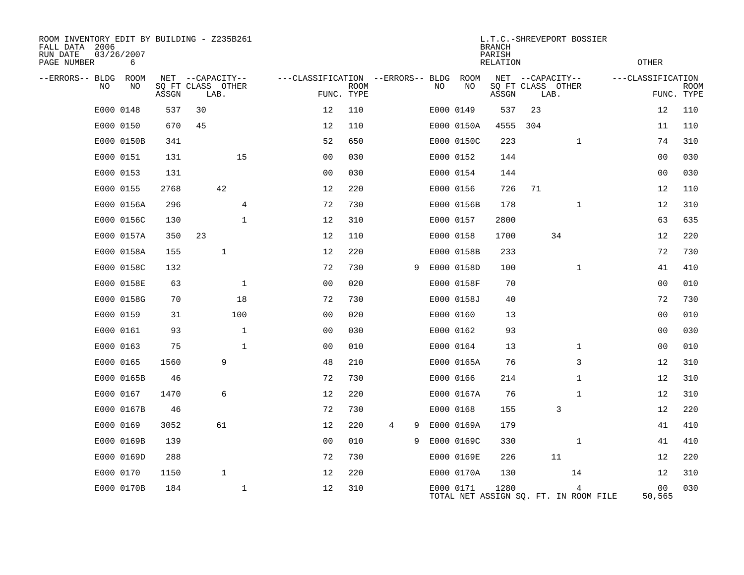ROOM INVENTORY EDIT BY BUILDING - Z235B261
FALL DATA 2006
RUN DATE 03/26/2007

L.T.C.-SHREVEPORT BOSSIER
BRANCH
PARISH
RELATION
OTHER

| --ERRORS-- | BLDG NO | ROOM NO | NET SQ FT ASSGN | --CAPACITY-- CLASS LAB. | OTHER | ---CLASSIFICATION FUNC. | ROOM TYPE | --ERRORS-- | BLDG NO | ROOM NO | NET SQ FT ASSGN | --CAPACITY-- CLASS LAB. | OTHER | ---CLASSIFICATION FUNC. | ROOM TYPE |
|---|---|---|---|---|---|---|---|---|---|---|---|---|---|---|---|
| | E000 | 0148 | 537 | 30 | | 12 | 110 | | E000 | 0149 | 537 | 23 | | 12 | 110 |
| | E000 | 0150 | 670 | 45 | | 12 | 110 | | E000 | 0150A | 4555 | 304 | | 11 | 110 |
| | E000 | 0150B | 341 | | | 52 | 650 | | E000 | 0150C | 223 | | 1 | 74 | 310 |
| | E000 | 0151 | 131 | | 15 | 00 | 030 | | E000 | 0152 | 144 | | | 00 | 030 |
| | E000 | 0153 | 131 | | | 00 | 030 | | E000 | 0154 | 144 | | | 00 | 030 |
| | E000 | 0155 | 2768 | 42 | | 12 | 220 | | E000 | 0156 | 726 | 71 | | 12 | 110 |
| | E000 | 0156A | 296 | | 4 | 72 | 730 | | E000 | 0156B | 178 | | 1 | 12 | 310 |
| | E000 | 0156C | 130 | | 1 | 12 | 310 | | E000 | 0157 | 2800 | | | 63 | 635 |
| | E000 | 0157A | 350 | 23 | | 12 | 110 | | E000 | 0158 | 1700 | 34 | | 12 | 220 |
| | E000 | 0158A | 155 | 1 | | 12 | 220 | | E000 | 0158B | 233 | | | 72 | 730 |
| | E000 | 0158C | 132 | | | 72 | 730 | 9 | E000 | 0158D | 100 | | 1 | 41 | 410 |
| | E000 | 0158E | 63 | | 1 | 00 | 020 | | E000 | 0158F | 70 | | | 00 | 010 |
| | E000 | 0158G | 70 | | 18 | 72 | 730 | | E000 | 0158J | 40 | | | 72 | 730 |
| | E000 | 0159 | 31 | | 100 | 00 | 020 | | E000 | 0160 | 13 | | | 00 | 010 |
| | E000 | 0161 | 93 | | 1 | 00 | 030 | | E000 | 0162 | 93 | | | 00 | 030 |
| | E000 | 0163 | 75 | | 1 | 00 | 010 | | E000 | 0164 | 13 | | 1 | 00 | 010 |
| | E000 | 0165 | 1560 | 9 | | 48 | 210 | | E000 | 0165A | 76 | | 3 | 12 | 310 |
| | E000 | 0165B | 46 | | | 72 | 730 | | E000 | 0166 | 214 | | 1 | 12 | 310 |
| | E000 | 0167 | 1470 | 6 | | 12 | 220 | | E000 | 0167A | 76 | | 1 | 12 | 310 |
| | E000 | 0167B | 46 | | | 72 | 730 | | E000 | 0168 | 155 | 3 | | 12 | 220 |
| | E000 | 0169 | 3052 | 61 | | 12 | 220 | 4 9 | E000 | 0169A | 179 | | | 41 | 410 |
| | E000 | 0169B | 139 | | | 00 | 010 | 9 | E000 | 0169C | 330 | | 1 | 41 | 410 |
| | E000 | 0169D | 288 | | | 72 | 730 | | E000 | 0169E | 226 | 11 | | 12 | 220 |
| | E000 | 0170 | 1150 | 1 | | 12 | 220 | | E000 | 0170A | 130 | | 14 | 12 | 310 |
| | E000 | 0170B | 184 | | 1 | 12 | 310 | | E000 | 0171 | 1280 | | 4 | 00 | 030 |

TOTAL NET ASSIGN SQ. FT. IN ROOM FILE 50,565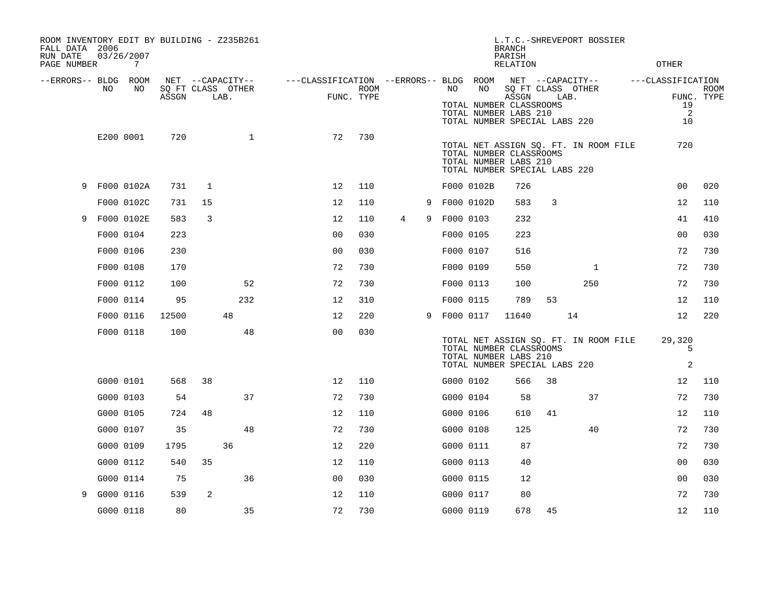ROOM INVENTORY EDIT BY BUILDING - Z235B261
FALL DATA 2006
RUN DATE 03/26/2007
PAGE NUMBER 7

L.T.C.-SHREVEPORT BOSSIER
BRANCH
PARISH
RELATION
OTHER

| --ERRORS-- | BLDG NO | ROOM NO | NET SQ FT ASSGN | CAPACITY CLASS | CAPACITY LAB. | CAPACITY OTHER | CLASSIFICATION FUNC. | ROOM TYPE | --ERRORS-- | BLDG NO | ROOM NO | NET SQ FT ASSGN | CAPACITY CLASS | CAPACITY LAB. | CAPACITY OTHER | CLASSIFICATION FUNC. | ROOM TYPE |
|---|---|---|---|---|---|---|---|---|---|---|---|---|---|---|---|---|---|
| | | | | | | | | | | | TOTAL NUMBER CLASSROOMS | | | | | 19 | |
| | | | | | | | | | | | TOTAL NUMBER LABS 210 | | | | | 2 | |
| | | | | | | | | | | | TOTAL NUMBER SPECIAL LABS 220 | | | | | 10 | |
| | E200 | 0001 | 720 | | | 1 | 72 | 730 | | | | | | | | | |
| | | | | | | | | | | | TOTAL NET ASSIGN SQ. FT. IN ROOM FILE | | | | | 720 | |
| | | | | | | | | | | | TOTAL NUMBER CLASSROOMS | | | | | | |
| | | | | | | | | | | | TOTAL NUMBER LABS 210 | | | | | | |
| | | | | | | | | | | | TOTAL NUMBER SPECIAL LABS 220 | | | | | | |
| 9 | F000 | 0102A | 731 | 1 | | | 12 | 110 | | F000 | 0102B | 726 | | | | 00 | 020 |
| | F000 | 0102C | 731 | 15 | | | 12 | 110 | 9 | F000 | 0102D | 583 | 3 | | | 12 | 110 |
| 9 | F000 | 0102E | 583 | 3 | | | 12 | 110 | 4 9 | F000 | 0103 | 232 | | | | 41 | 410 |
| | F000 | 0104 | 223 | | | | 00 | 030 | | F000 | 0105 | 223 | | | | 00 | 030 |
| | F000 | 0106 | 230 | | | | 00 | 030 | | F000 | 0107 | 516 | | | | 72 | 730 |
| | F000 | 0108 | 170 | | | | 72 | 730 | | F000 | 0109 | 550 | | | 1 | 72 | 730 |
| | F000 | 0112 | 100 | | | 52 | 72 | 730 | | F000 | 0113 | 100 | | | 250 | 72 | 730 |
| | F000 | 0114 | 95 | | | 232 | 12 | 310 | | F000 | 0115 | 789 | 53 | | | 12 | 110 |
| | F000 | 0116 | 12500 | | 48 | | 12 | 220 | 9 | F000 | 0117 | 11640 | | 14 | | 12 | 220 |
| | F000 | 0118 | 100 | | | 48 | 00 | 030 | | | | | | | | | |
| | | | | | | | | | | | TOTAL NET ASSIGN SQ. FT. IN ROOM FILE | | | | | 29,320 | |
| | | | | | | | | | | | TOTAL NUMBER CLASSROOMS | | | | | 5 | |
| | | | | | | | | | | | TOTAL NUMBER LABS 210 | | | | | | |
| | | | | | | | | | | | TOTAL NUMBER SPECIAL LABS 220 | | | | | 2 | |
| | G000 | 0101 | 568 | 38 | | | 12 | 110 | | G000 | 0102 | 566 | 38 | | | 12 | 110 |
| | G000 | 0103 | 54 | | | 37 | 72 | 730 | | G000 | 0104 | 58 | | | 37 | 72 | 730 |
| | G000 | 0105 | 724 | 48 | | | 12 | 110 | | G000 | 0106 | 610 | 41 | | | 12 | 110 |
| | G000 | 0107 | 35 | | | 48 | 72 | 730 | | G000 | 0108 | 125 | | | 40 | 72 | 730 |
| | G000 | 0109 | 1795 | | 36 | | 12 | 220 | | G000 | 0111 | 87 | | | | 72 | 730 |
| | G000 | 0112 | 540 | 35 | | | 12 | 110 | | G000 | 0113 | 40 | | | | 00 | 030 |
| | G000 | 0114 | 75 | | | 36 | 00 | 030 | | G000 | 0115 | 12 | | | | 00 | 030 |
| 9 | G000 | 0116 | 539 | 2 | | | 12 | 110 | | G000 | 0117 | 80 | | | | 72 | 730 |
| | G000 | 0118 | 80 | | | 35 | 72 | 730 | | G000 | 0119 | 678 | 45 | | | 12 | 110 |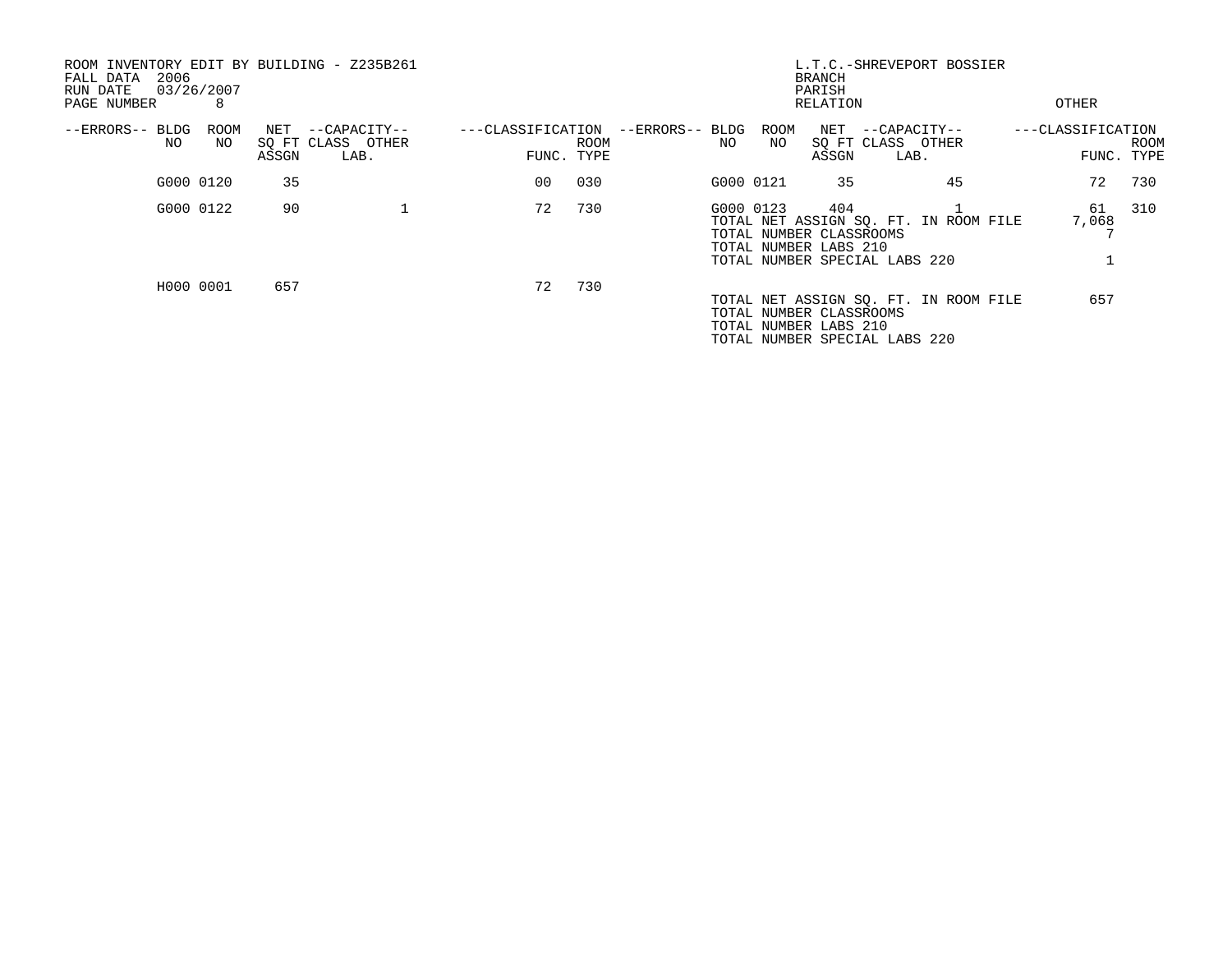ROOM INVENTORY EDIT BY BUILDING - Z235B261
FALL DATA 2006
RUN DATE 03/26/2007
PAGE NUMBER 8

L.T.C.-SHREVEPORT BOSSIER
BRANCH
PARISH
RELATION
OTHER

| --ERRORS-- | BLDG NO | ROOM NO | NET SQ FT ASSGN | --CAPACITY-- CLASS LAB. | OTHER | ---CLASSIFICATION FUNC. | ROOM TYPE | --ERRORS-- | BLDG NO | ROOM NO | NET SQ FT ASSGN | --CAPACITY-- CLASS LAB. | OTHER | ---CLASSIFICATION FUNC. | ROOM TYPE |
|---|---|---|---|---|---|---|---|---|---|---|---|---|---|---|---|
| | G000 | 0120 | 35 | | | 00 | 030 | | G000 | 0121 | 35 | | 45 | 72 | 730 |
| | G000 | 0122 | 90 | | 1 | 72 | 730 | | G000 | 0123 | 404 | | 1 | 61 | 310 |

TOTAL NET ASSIGN SQ. FT. IN ROOM FILE 7,068
TOTAL NUMBER CLASSROOMS 7
TOTAL NUMBER LABS 210
TOTAL NUMBER SPECIAL LABS 220 1

| --ERRORS-- | BLDG NO | ROOM NO | NET SQ FT ASSGN | --CAPACITY-- CLASS LAB. | OTHER | ---CLASSIFICATION FUNC. | ROOM TYPE |
|---|---|---|---|---|---|---|---|
| | H000 | 0001 | 657 | | | 72 | 730 |

TOTAL NET ASSIGN SQ. FT. IN ROOM FILE 657
TOTAL NUMBER CLASSROOMS
TOTAL NUMBER LABS 210
TOTAL NUMBER SPECIAL LABS 220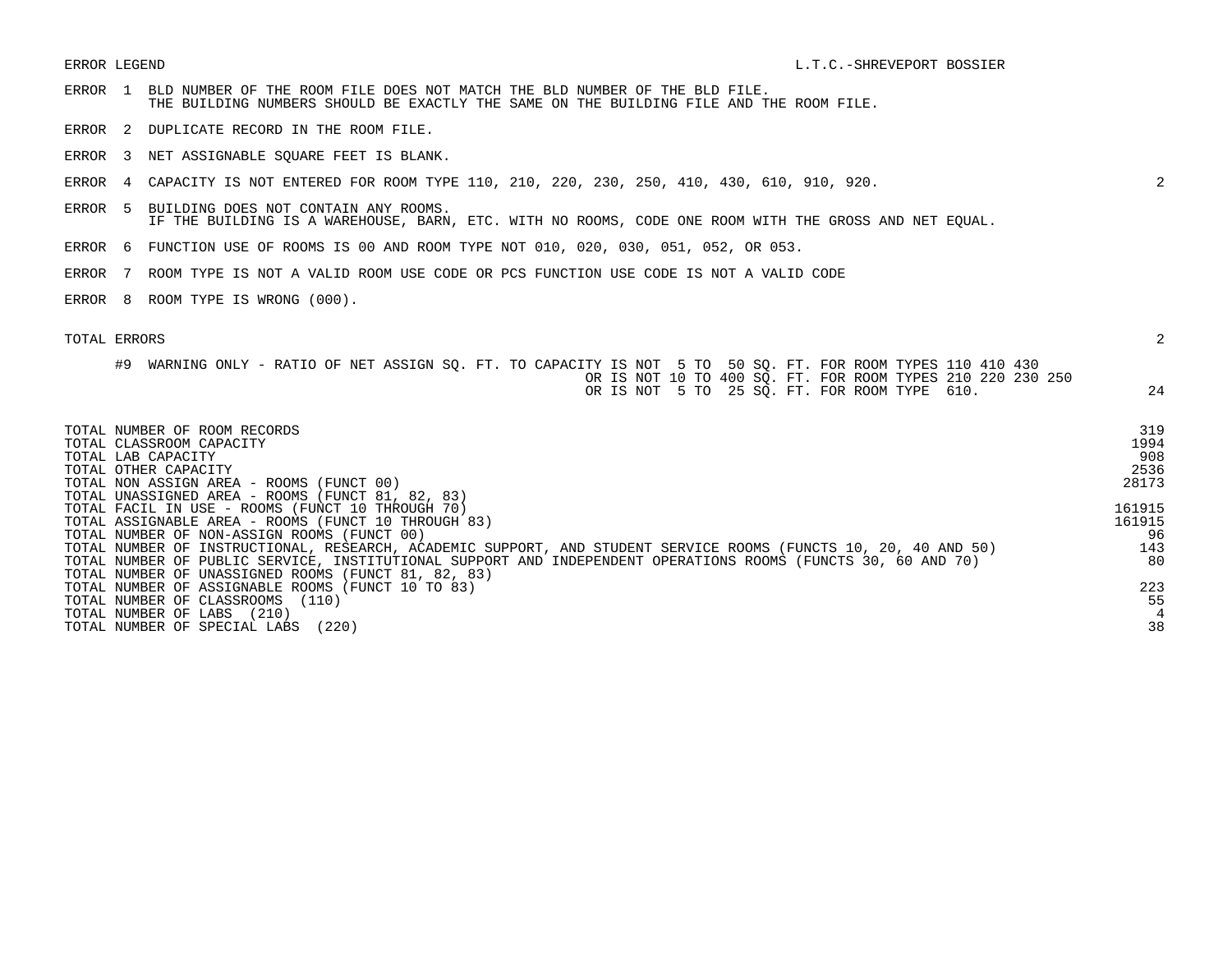ERROR LEGEND                                                    L.T.C.-SHREVEPORT BOSSIER

| | | |
|---|---|---|
| ERROR 1 | BLD NUMBER OF THE ROOM FILE DOES NOT MATCH THE BLD NUMBER OF THE BLD FILE. THE BUILDING NUMBERS SHOULD BE EXACTLY THE SAME ON THE BUILDING FILE AND THE ROOM FILE. | |
| ERROR 2 | DUPLICATE RECORD IN THE ROOM FILE. | |
| ERROR 3 | NET ASSIGNABLE SQUARE FEET IS BLANK. | |
| ERROR 4 | CAPACITY IS NOT ENTERED FOR ROOM TYPE 110, 210, 220, 230, 250, 410, 430, 610, 910, 920. | 2 |
| ERROR 5 | BUILDING DOES NOT CONTAIN ANY ROOMS. IF THE BUILDING IS A WAREHOUSE, BARN, ETC. WITH NO ROOMS, CODE ONE ROOM WITH THE GROSS AND NET EQUAL. | |
| ERROR 6 | FUNCTION USE OF ROOMS IS 00 AND ROOM TYPE NOT 010, 020, 030, 051, 052, OR 053. | |
| ERROR 7 | ROOM TYPE IS NOT A VALID ROOM USE CODE OR PCS FUNCTION USE CODE IS NOT A VALID CODE | |
| ERROR 8 | ROOM TYPE IS WRONG (000). | |
| TOTAL ERRORS | | 2 |
| #9 | WARNING ONLY - RATIO OF NET ASSIGN SQ. FT. TO CAPACITY IS NOT 5 TO 50 SQ. FT. FOR ROOM TYPES 110 410 430 OR IS NOT 10 TO 400 SQ. FT. FOR ROOM TYPES 210 220 230 250 OR IS NOT 5 TO 25 SQ. FT. FOR ROOM TYPE 610. | 24 |

| | |
|---|---|
| TOTAL NUMBER OF ROOM RECORDS | 319 |
| TOTAL CLASSROOM CAPACITY | 1994 |
| TOTAL LAB CAPACITY | 908 |
| TOTAL OTHER CAPACITY | 2536 |
| TOTAL NON ASSIGN AREA - ROOMS (FUNCT 00) | 28173 |
| TOTAL UNASSIGNED AREA - ROOMS (FUNCT 81, 82, 83) | |
| TOTAL FACIL IN USE - ROOMS (FUNCT 10 THROUGH 70) | 161915 |
| TOTAL ASSIGNABLE AREA - ROOMS (FUNCT 10 THROUGH 83) | 161915 |
| TOTAL NUMBER OF NON-ASSIGN ROOMS (FUNCT 00) | 96 |
| TOTAL NUMBER OF INSTRUCTIONAL, RESEARCH, ACADEMIC SUPPORT, AND STUDENT SERVICE ROOMS (FUNCTS 10, 20, 40 AND 50) | 143 |
| TOTAL NUMBER OF PUBLIC SERVICE, INSTITUTIONAL SUPPORT AND INDEPENDENT OPERATIONS ROOMS (FUNCTS 30, 60 AND 70) | 80 |
| TOTAL NUMBER OF UNASSIGNED ROOMS (FUNCT 81, 82, 83) | |
| TOTAL NUMBER OF ASSIGNABLE ROOMS (FUNCT 10 TO 83) | 223 |
| TOTAL NUMBER OF CLASSROOMS (110) | 55 |
| TOTAL NUMBER OF LABS (210) | 4 |
| TOTAL NUMBER OF SPECIAL LABS (220) | 38 |